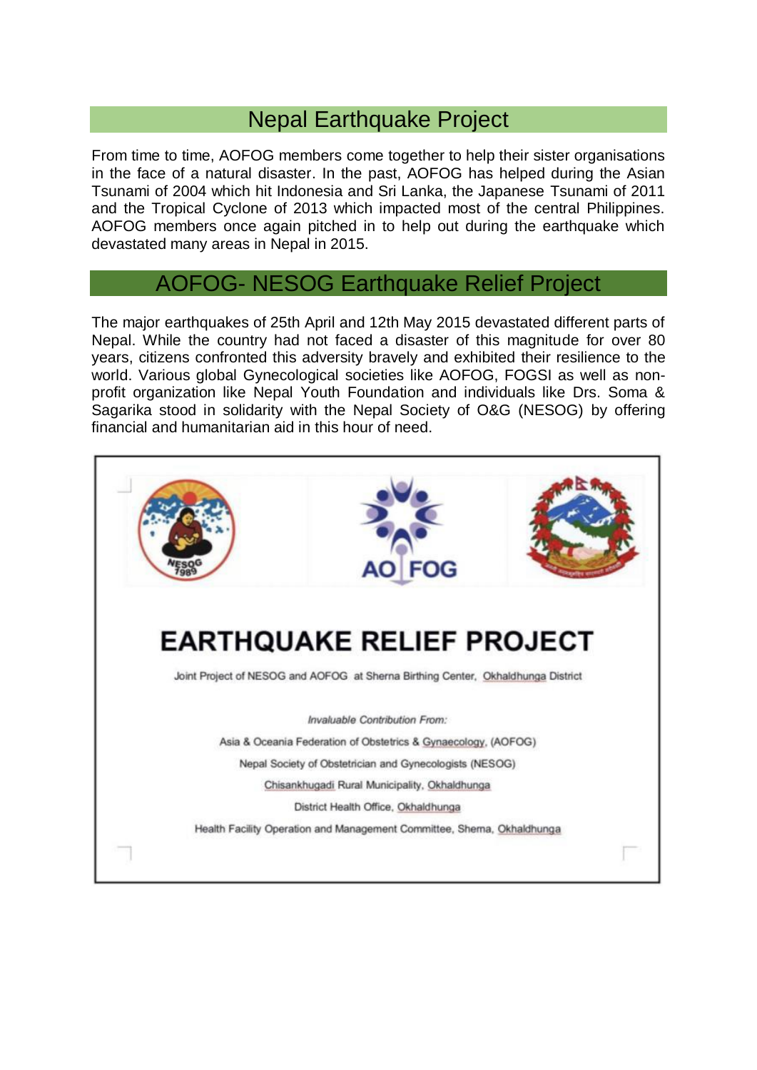## Nepal Earthquake Project

From time to time, AOFOG members come together to help their sister organisations in the face of a natural disaster. In the past, AOFOG has helped during the Asian Tsunami of 2004 which hit Indonesia and Sri Lanka, the Japanese Tsunami of 2011 and the Tropical Cyclone of 2013 which impacted most of the central Philippines. AOFOG members once again pitched in to help out during the earthquake which devastated many areas in Nepal in 2015.

## AOFOG- NESOG Earthquake Relief Project

The major earthquakes of 25th April and 12th May 2015 devastated different parts of Nepal. While the country had not faced a disaster of this magnitude for over 80 years, citizens confronted this adversity bravely and exhibited their resilience to the world. Various global Gynecological societies like AOFOG, FOGSI as well as non-profit organization like Nepal Youth Foundation and individuals like Drs. Soma & Sagarika stood in solidarity with the Nepal Society of O&G (NESOG) by offering financial and humanitarian aid in this hour of need.

NESOG 1989

AO FOG

# EARTHQUAKE RELIEF PROJECT

Joint Project of NESOG and AOFOG at Sherna Birthing Center, Okhaldhunga District

*Invaluable Contribution From:*

Asia & Oceania Federation of Obstetrics & Gynaecology, (AOFOG)

Nepal Society of Obstetrician and Gynecologists (NESOG)

Chisankhugadi Rural Municipality, Okhaldhunga

District Health Office, Okhaldhunga

Health Facility Operation and Management Committee, Shema, Okhaldhunga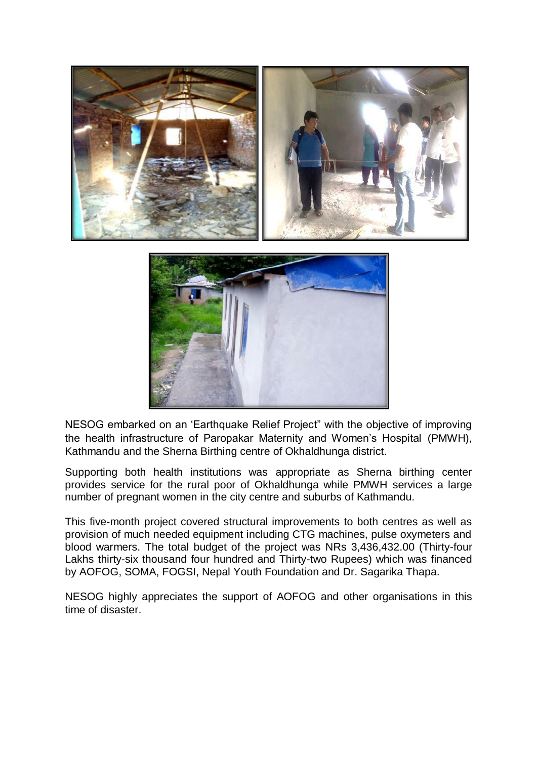NESOG embarked on an 'Earthquake Relief Project" with the objective of improving the health infrastructure of Paropakar Maternity and Women's Hospital (PMWH), Kathmandu and the Sherna Birthing centre of Okhaldhunga district.

Supporting both health institutions was appropriate as Sherna birthing center provides service for the rural poor of Okhaldhunga while PMWH services a large number of pregnant women in the city centre and suburbs of Kathmandu.

This five-month project covered structural improvements to both centres as well as provision of much needed equipment including CTG machines, pulse oxymeters and blood warmers. The total budget of the project was NRs 3,436,432.00 (Thirty-four Lakhs thirty-six thousand four hundred and Thirty-two Rupees) which was financed by AOFOG, SOMA, FOGSI, Nepal Youth Foundation and Dr. Sagarika Thapa.

NESOG highly appreciates the support of AOFOG and other organisations in this time of disaster.